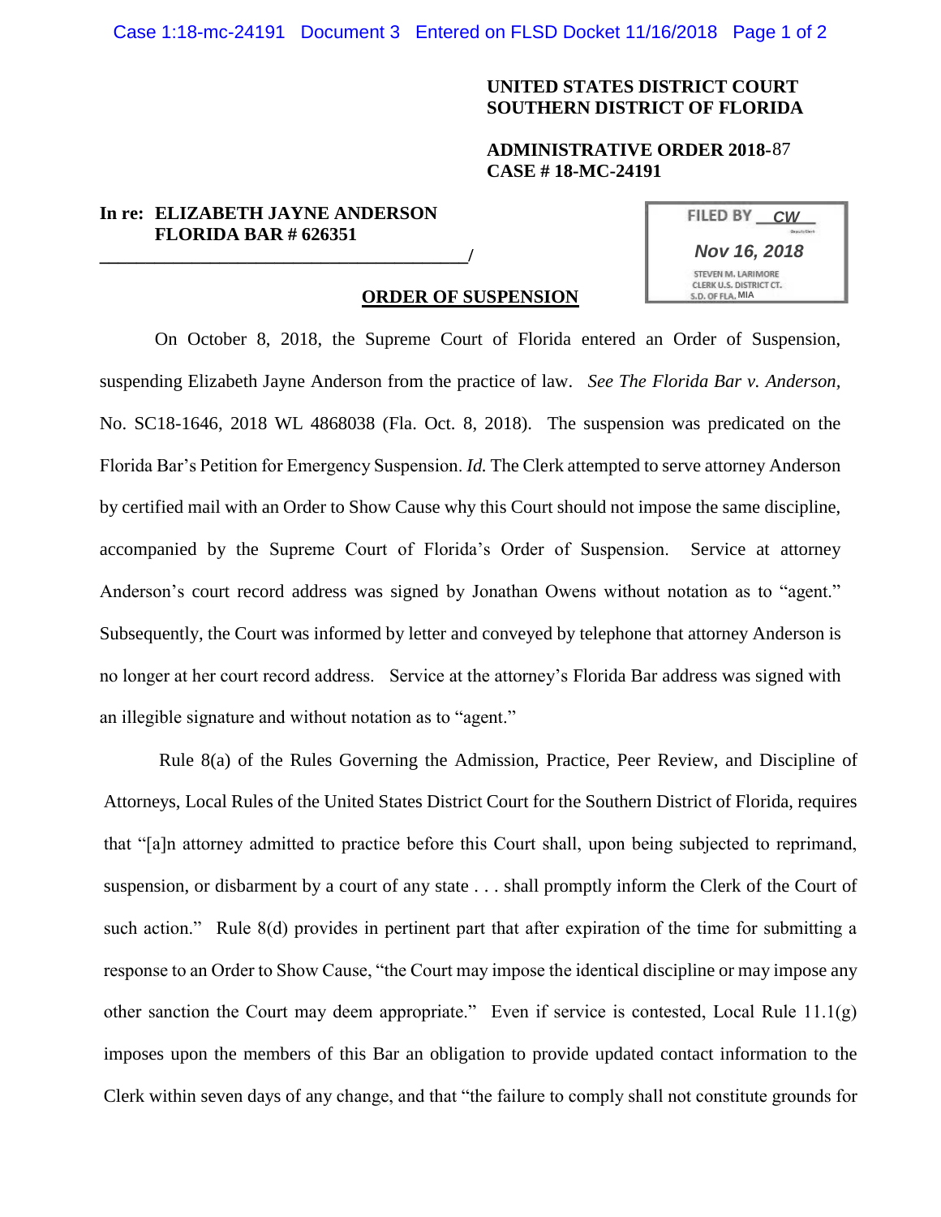**UNITED STATES DISTRICT COURT**
**SOUTHERN DISTRICT OF FLORIDA**

**ADMINISTRATIVE ORDER 2018-**87
**CASE # 18-MC-24191**

**In re: ELIZABETH JAYNE ANDERSON**
**FLORIDA BAR # 626351**
**______________________________________/**

FILED BY CW
Nov 16, 2018
STEVEN M. LARIMORE
CLERK U.S. DISTRICT CT.
S.D. OF FLA. MIA

**ORDER OF SUSPENSION**

On October 8, 2018, the Supreme Court of Florida entered an Order of Suspension, suspending Elizabeth Jayne Anderson from the practice of law. *See The Florida Bar v. Anderson*, No. SC18-1646, 2018 WL 4868038 (Fla. Oct. 8, 2018). The suspension was predicated on the Florida Bar's Petition for Emergency Suspension. *Id.* The Clerk attempted to serve attorney Anderson by certified mail with an Order to Show Cause why this Court should not impose the same discipline, accompanied by the Supreme Court of Florida's Order of Suspension. Service at attorney Anderson's court record address was signed by Jonathan Owens without notation as to "agent." Subsequently, the Court was informed by letter and conveyed by telephone that attorney Anderson is no longer at her court record address. Service at the attorney's Florida Bar address was signed with an illegible signature and without notation as to "agent."

Rule 8(a) of the Rules Governing the Admission, Practice, Peer Review, and Discipline of Attorneys, Local Rules of the United States District Court for the Southern District of Florida, requires that "[a]n attorney admitted to practice before this Court shall, upon being subjected to reprimand, suspension, or disbarment by a court of any state . . . shall promptly inform the Clerk of the Court of such action." Rule 8(d) provides in pertinent part that after expiration of the time for submitting a response to an Order to Show Cause, "the Court may impose the identical discipline or may impose any other sanction the Court may deem appropriate." Even if service is contested, Local Rule 11.1(g) imposes upon the members of this Bar an obligation to provide updated contact information to the Clerk within seven days of any change, and that "the failure to comply shall not constitute grounds for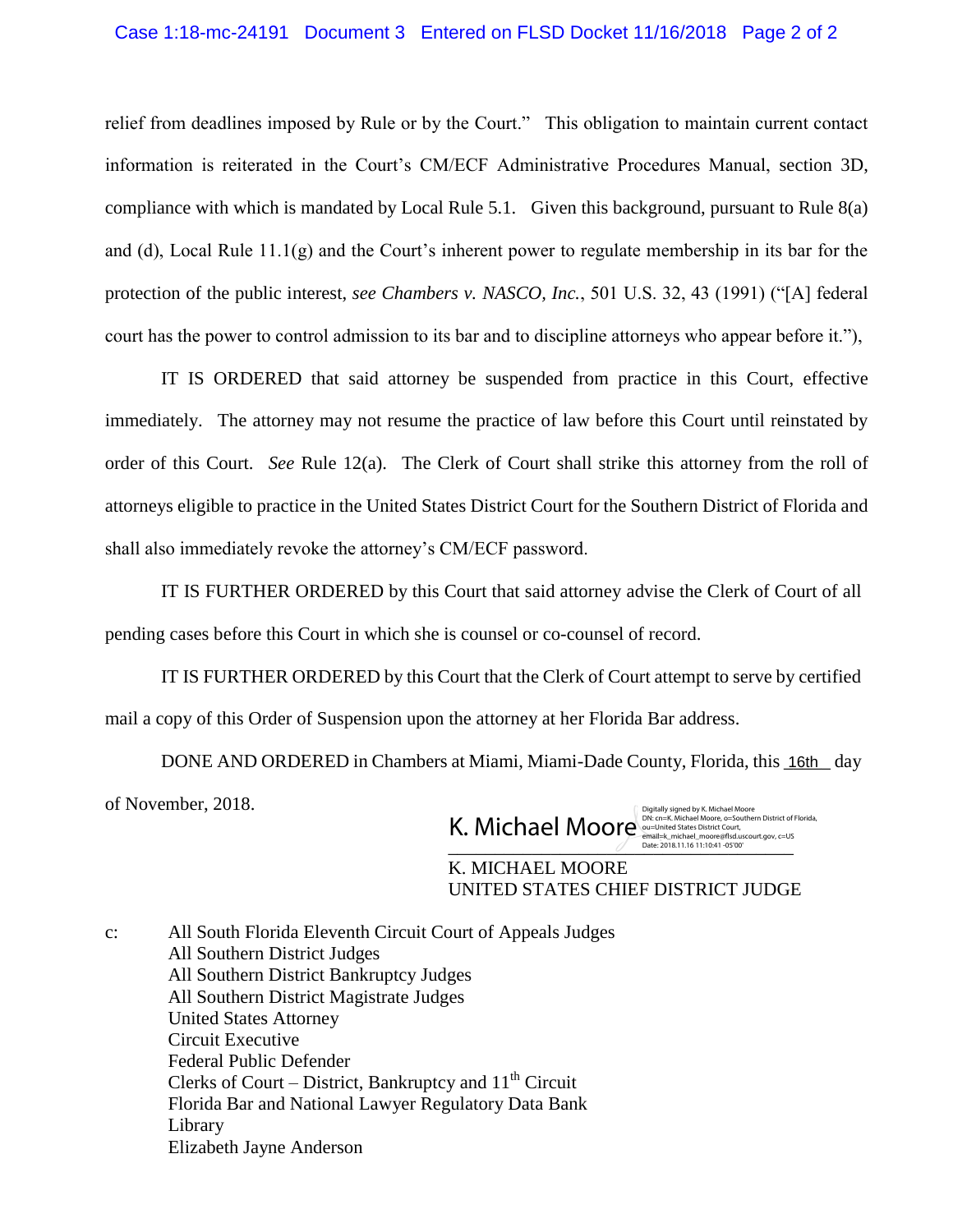relief from deadlines imposed by Rule or by the Court." This obligation to maintain current contact information is reiterated in the Court's CM/ECF Administrative Procedures Manual, section 3D, compliance with which is mandated by Local Rule 5.1. Given this background, pursuant to Rule 8(a) and (d), Local Rule 11.1(g) and the Court's inherent power to regulate membership in its bar for the protection of the public interest, *see Chambers v. NASCO, Inc.*, 501 U.S. 32, 43 (1991) ("[A] federal court has the power to control admission to its bar and to discipline attorneys who appear before it."),

IT IS ORDERED that said attorney be suspended from practice in this Court, effective immediately. The attorney may not resume the practice of law before this Court until reinstated by order of this Court. *See* Rule 12(a). The Clerk of Court shall strike this attorney from the roll of attorneys eligible to practice in the United States District Court for the Southern District of Florida and shall also immediately revoke the attorney's CM/ECF password.

IT IS FURTHER ORDERED by this Court that said attorney advise the Clerk of Court of all pending cases before this Court in which she is counsel or co-counsel of record.

IT IS FURTHER ORDERED by this Court that the Clerk of Court attempt to serve by certified mail a copy of this Order of Suspension upon the attorney at her Florida Bar address.

DONE AND ORDERED in Chambers at Miami, Miami-Dade County, Florida, this 16th day of November, 2018.

K. Michael Moore

Digitally signed by K. Michael Moore
DN: cn=K. Michael Moore, o=Southern District of Florida, ou=United States District Court, email=k_michael_moore@flsd.uscourt.gov, c=US
Date: 2018.11.16 11:10:41 -05'00'

K. MICHAEL MOORE
UNITED STATES CHIEF DISTRICT JUDGE

c: All South Florida Eleventh Circuit Court of Appeals Judges
All Southern District Judges
All Southern District Bankruptcy Judges
All Southern District Magistrate Judges
United States Attorney
Circuit Executive
Federal Public Defender
Clerks of Court – District, Bankruptcy and 11th Circuit
Florida Bar and National Lawyer Regulatory Data Bank
Library
Elizabeth Jayne Anderson